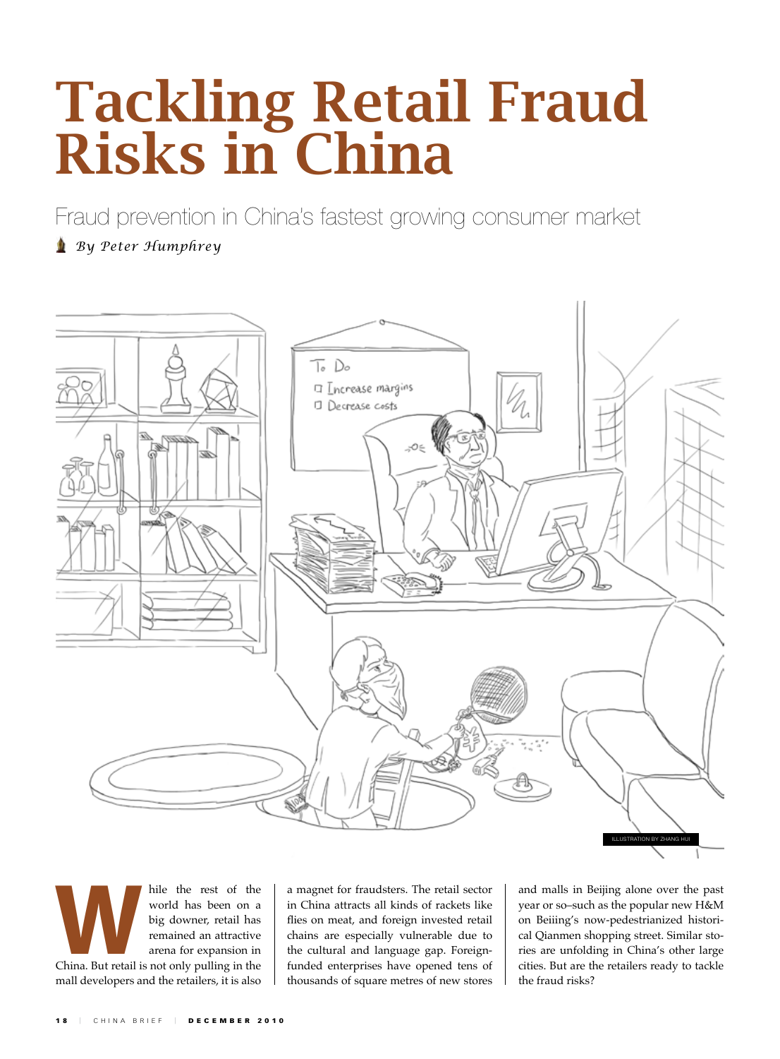# Tackling Retail Fraud Risks in China

Fraud prevention in China's fastest growing consumer market

*By Peter Humphrey*

ILLUSTRATION BY ZHANG HUI

While the rest of the world has been on a big downer, retail has remained an attractive arena for expansion in China. But retail is not only pulling in the mall developers and the retailers, it is also a magnet for fraudsters. The retail sector in China attracts all kinds of rackets like flies on meat, and foreign invested retail chains are especially vulnerable due to the cultural and language gap. Foreign-funded enterprises have opened tens of thousands of square metres of new stores and malls in Beijing alone over the past year or so–such as the popular new H&M on Beijing's now-pedestrianized historical Qianmen shopping street. Similar stories are unfolding in China's other large cities. But are the retailers ready to tackle the fraud risks?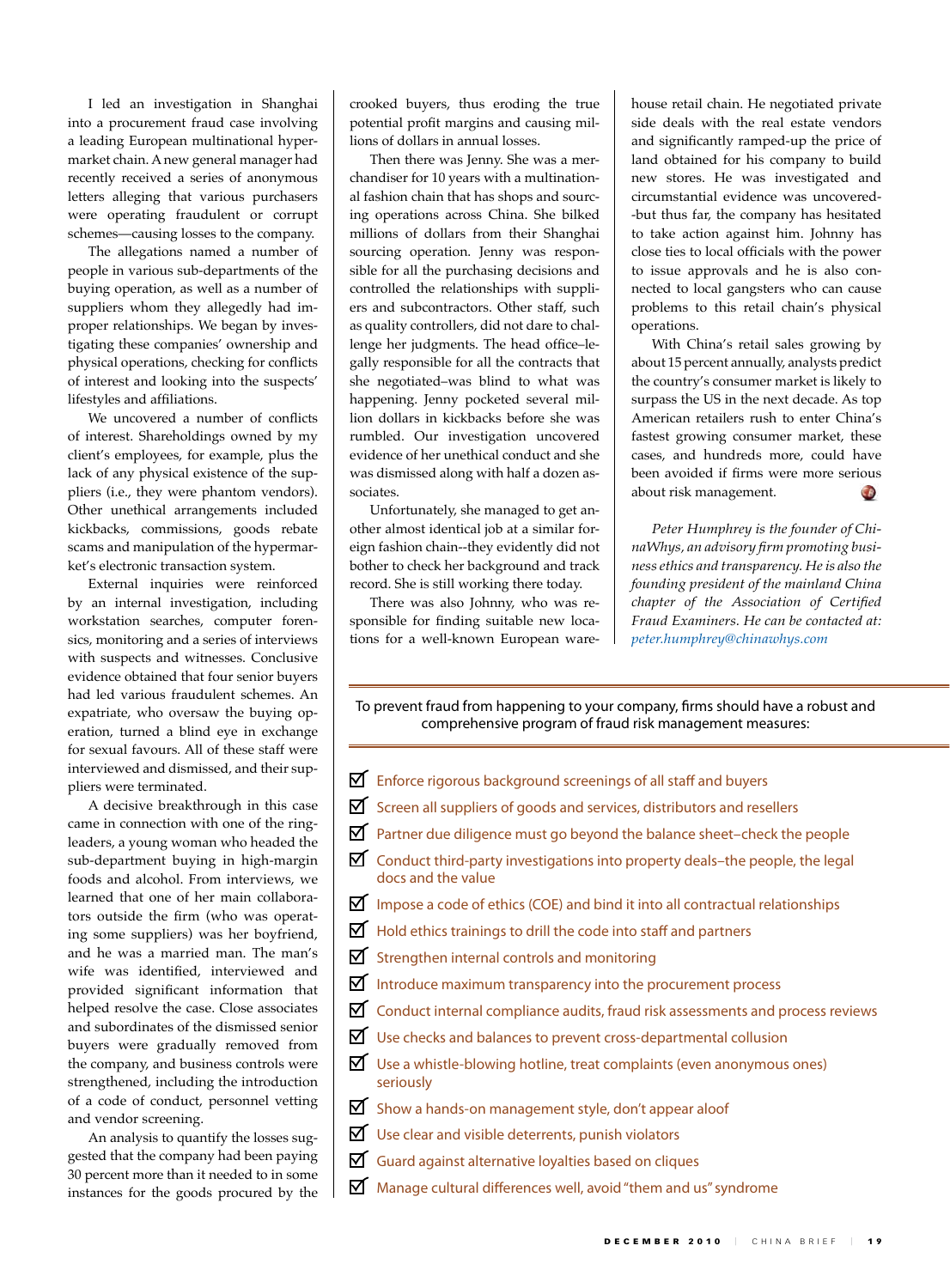I led an investigation in Shanghai into a procurement fraud case involving a leading European multinational hypermarket chain. A new general manager had recently received a series of anonymous letters alleging that various purchasers were operating fraudulent or corrupt schemes—causing losses to the company.

The allegations named a number of people in various sub-departments of the buying operation, as well as a number of suppliers whom they allegedly had improper relationships. We began by investigating these companies' ownership and physical operations, checking for conflicts of interest and looking into the suspects' lifestyles and affiliations.

We uncovered a number of conflicts of interest. Shareholdings owned by my client's employees, for example, plus the lack of any physical existence of the suppliers (i.e., they were phantom vendors). Other unethical arrangements included kickbacks, commissions, goods rebate scams and manipulation of the hypermarket's electronic transaction system.

External inquiries were reinforced by an internal investigation, including workstation searches, computer forensics, monitoring and a series of interviews with suspects and witnesses. Conclusive evidence obtained that four senior buyers had led various fraudulent schemes. An expatriate, who oversaw the buying operation, turned a blind eye in exchange for sexual favours. All of these staff were interviewed and dismissed, and their suppliers were terminated.

A decisive breakthrough in this case came in connection with one of the ringleaders, a young woman who headed the sub-department buying in high-margin foods and alcohol. From interviews, we learned that one of her main collaborators outside the firm (who was operating some suppliers) was her boyfriend, and he was a married man. The man's wife was identified, interviewed and provided significant information that helped resolve the case. Close associates and subordinates of the dismissed senior buyers were gradually removed from the company, and business controls were strengthened, including the introduction of a code of conduct, personnel vetting and vendor screening.

An analysis to quantify the losses suggested that the company had been paying 30 percent more than it needed to in some instances for the goods procured by the crooked buyers, thus eroding the true potential profit margins and causing millions of dollars in annual losses.

Then there was Jenny. She was a merchandiser for 10 years with a multinational fashion chain that has shops and sourcing operations across China. She bilked millions of dollars from their Shanghai sourcing operation. Jenny was responsible for all the purchasing decisions and controlled the relationships with suppliers and subcontractors. Other staff, such as quality controllers, did not dare to challenge her judgments. The head office–legally responsible for all the contracts that she negotiated–was blind to what was happening. Jenny pocketed several million dollars in kickbacks before she was rumbled. Our investigation uncovered evidence of her unethical conduct and she was dismissed along with half a dozen associates.

Unfortunately, she managed to get another almost identical job at a similar foreign fashion chain--they evidently did not bother to check her background and track record. She is still working there today.

There was also Johnny, who was responsible for finding suitable new locations for a well-known European warehouse retail chain. He negotiated private side deals with the real estate vendors and significantly ramped-up the price of land obtained for his company to build new stores. He was investigated and circumstantial evidence was uncovered--but thus far, the company has hesitated to take action against him. Johnny has close ties to local officials with the power to issue approvals and he is also connected to local gangsters who can cause problems to this retail chain's physical operations.

With China's retail sales growing by about 15 percent annually, analysts predict the country's consumer market is likely to surpass the US in the next decade. As top American retailers rush to enter China's fastest growing consumer market, these cases, and hundreds more, could have been avoided if firms were more serious about risk management.

*Peter Humphrey is the founder of ChinaWhys, an advisory firm promoting business ethics and transparency. He is also the founding president of the mainland China chapter of the Association of Certified Fraud Examiners. He can be contacted at: peter.humphrey@chinawhys.com*

To prevent fraud from happening to your company, firms should have a robust and comprehensive program of fraud risk management measures:

- ☑ Enforce rigorous background screenings of all staff and buyers
- ☑ Screen all suppliers of goods and services, distributors and resellers
- ☑ Partner due diligence must go beyond the balance sheet–check the people
- ☑ Conduct third-party investigations into property deals–the people, the legal docs and the value
- ☑ Impose a code of ethics (COE) and bind it into all contractual relationships
- ☑ Hold ethics trainings to drill the code into staff and partners
- ☑ Strengthen internal controls and monitoring
- ☑ Introduce maximum transparency into the procurement process
- ☑ Conduct internal compliance audits, fraud risk assessments and process reviews
- ☑ Use checks and balances to prevent cross-departmental collusion
- ☑ Use a whistle-blowing hotline, treat complaints (even anonymous ones) seriously
- ☑ Show a hands-on management style, don't appear aloof
- ☑ Use clear and visible deterrents, punish violators
- ☑ Guard against alternative loyalties based on cliques
- ☑ Manage cultural differences well, avoid "them and us" syndrome